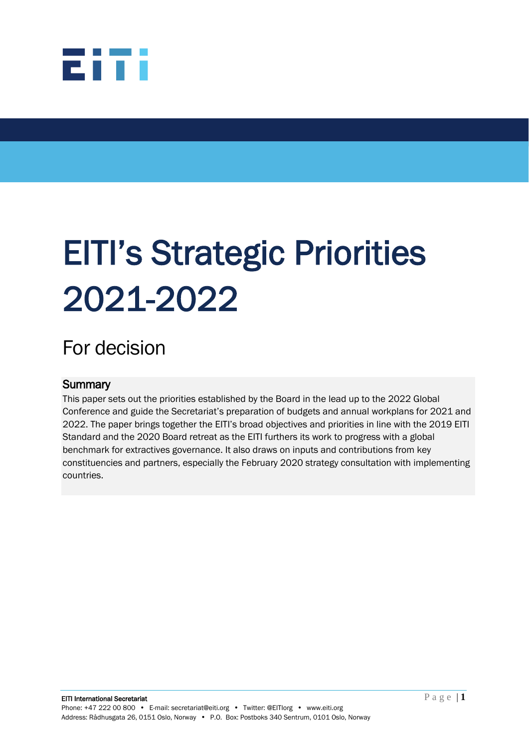# EITI's Strategic Priorities 2021-2022

## For decision

### Summary

This paper sets out the priorities established by the Board in the lead up to the 2022 Global Conference and guide the Secretariat's preparation of budgets and annual workplans for 2021 and 2022. The paper brings together the EITI's broad objectives and priorities in line with the 2019 EITI Standard and the 2020 Board retreat as the EITI furthers its work to progress with a global benchmark for extractives governance. It also draws on inputs and contributions from key constituencies and partners, especially the February 2020 strategy consultation with implementing countries.

EITI International Secretariat
Phone: +47 222 00 800 • E-mail: secretariat@eiti.org • Twitter: @EITIorg • www.eiti.org
Address: Rådhusgata 26, 0151 Oslo, Norway • P.O. Box: Postboks 340 Sentrum, 0101 Oslo, Norway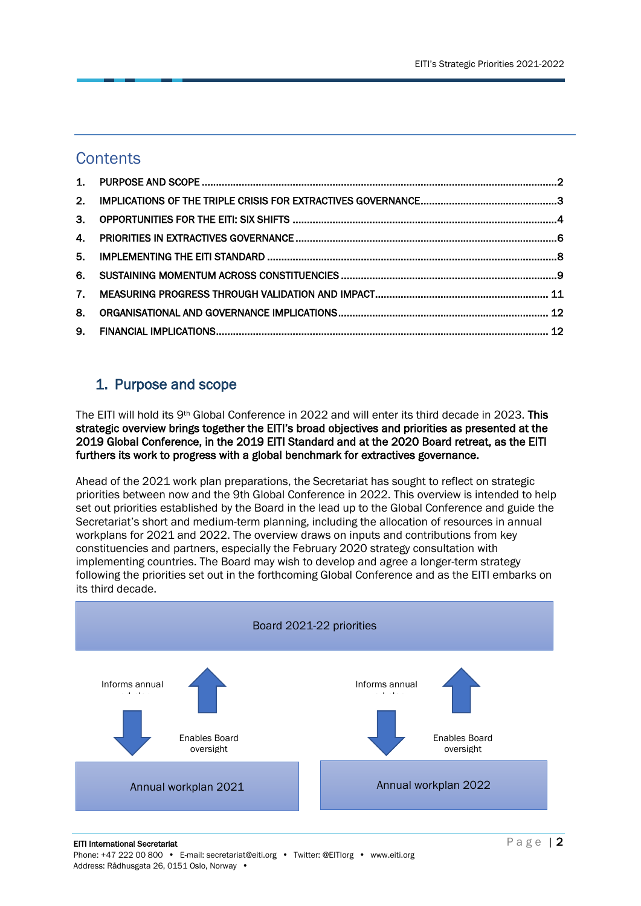## Contents

1. PURPOSE AND SCOPE ....................................................................................................................2
2. IMPLICATIONS OF THE TRIPLE CRISIS FOR EXTRACTIVES GOVERNANCE...............................................3
3. OPPORTUNITIES FOR THE EITI: SIX SHIFTS ............................................................................................4
4. PRIORITIES IN EXTRACTIVES GOVERNANCE ..........................................................................................6
5. IMPLEMENTING THE EITI STANDARD ....................................................................................................8
6. SUSTAINING MOMENTUM ACROSS CONSTITUENCIES ...........................................................................9
7. MEASURING PROGRESS THROUGH VALIDATION AND IMPACT............................................................ 11
8. ORGANISATIONAL AND GOVERNANCE IMPLICATIONS......................................................................... 12
9. FINANCIAL IMPLICATIONS.................................................................................................................. 12

## 1. Purpose and scope

The EITI will hold its 9th Global Conference in 2022 and will enter its third decade in 2023. **This strategic overview brings together the EITI's broad objectives and priorities as presented at the 2019 Global Conference, in the 2019 EITI Standard and at the 2020 Board retreat, as the EITI furthers its work to progress with a global benchmark for extractives governance.**

Ahead of the 2021 work plan preparations, the Secretariat has sought to reflect on strategic priorities between now and the 9th Global Conference in 2022. This overview is intended to help set out priorities established by the Board in the lead up to the Global Conference and guide the Secretariat's short and medium-term planning, including the allocation of resources in annual workplans for 2021 and 2022. The overview draws on inputs and contributions from key constituencies and partners, especially the February 2020 strategy consultation with implementing countries. The Board may wish to develop and agree a longer-term strategy following the priorities set out in the forthcoming Global Conference and as the EITI embarks on its third decade.

Board 2021-22 priorities

Informs annual

Enables Board oversight

Annual workplan 2021

Informs annual

Enables Board oversight

Annual workplan 2022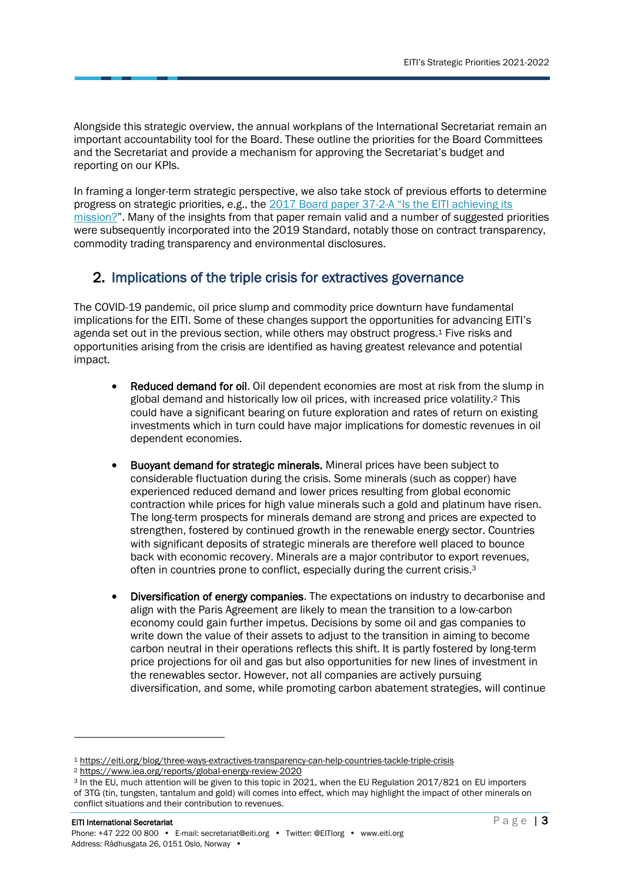Alongside this strategic overview, the annual workplans of the International Secretariat remain an important accountability tool for the Board. These outline the priorities for the Board Committees and the Secretariat and provide a mechanism for approving the Secretariat's budget and reporting on our KPIs.

In framing a longer-term strategic perspective, we also take stock of previous efforts to determine progress on strategic priorities, e.g., the [2017 Board paper 37-2-A "Is the EITI achieving its mission?"](). Many of the insights from that paper remain valid and a number of suggested priorities were subsequently incorporated into the 2019 Standard, notably those on contract transparency, commodity trading transparency and environmental disclosures.

## 2. Implications of the triple crisis for extractives governance

The COVID-19 pandemic, oil price slump and commodity price downturn have fundamental implications for the EITI. Some of these changes support the opportunities for advancing EITI's agenda set out in the previous section, while others may obstruct progress.[1] Five risks and opportunities arising from the crisis are identified as having greatest relevance and potential impact.

- **Reduced demand for oil**. Oil dependent economies are most at risk from the slump in global demand and historically low oil prices, with increased price volatility.[2] This could have a significant bearing on future exploration and rates of return on existing investments which in turn could have major implications for domestic revenues in oil dependent economies.

- **Buoyant demand for strategic minerals.** Mineral prices have been subject to considerable fluctuation during the crisis. Some minerals (such as copper) have experienced reduced demand and lower prices resulting from global economic contraction while prices for high value minerals such a gold and platinum have risen. The long-term prospects for minerals demand are strong and prices are expected to strengthen, fostered by continued growth in the renewable energy sector. Countries with significant deposits of strategic minerals are therefore well placed to bounce back with economic recovery. Minerals are a major contributor to export revenues, often in countries prone to conflict, especially during the current crisis.[3]

- **Diversification of energy companies**. The expectations on industry to decarbonise and align with the Paris Agreement are likely to mean the transition to a low-carbon economy could gain further impetus. Decisions by some oil and gas companies to write down the value of their assets to adjust to the transition in aiming to become carbon neutral in their operations reflects this shift. It is partly fostered by long-term price projections for oil and gas but also opportunities for new lines of investment in the renewables sector. However, not all companies are actively pursuing diversification, and some, while promoting carbon abatement strategies, will continue

---

[1] https://eiti.org/blog/three-ways-extractives-transparency-can-help-countries-tackle-triple-crisis

[2] https://www.iea.org/reports/global-energy-review-2020

[3] In the EU, much attention will be given to this topic in 2021, when the EU Regulation 2017/821 on EU importers of 3TG (tin, tungsten, tantalum and gold) will comes into effect, which may highlight the impact of other minerals on conflict situations and their contribution to revenues.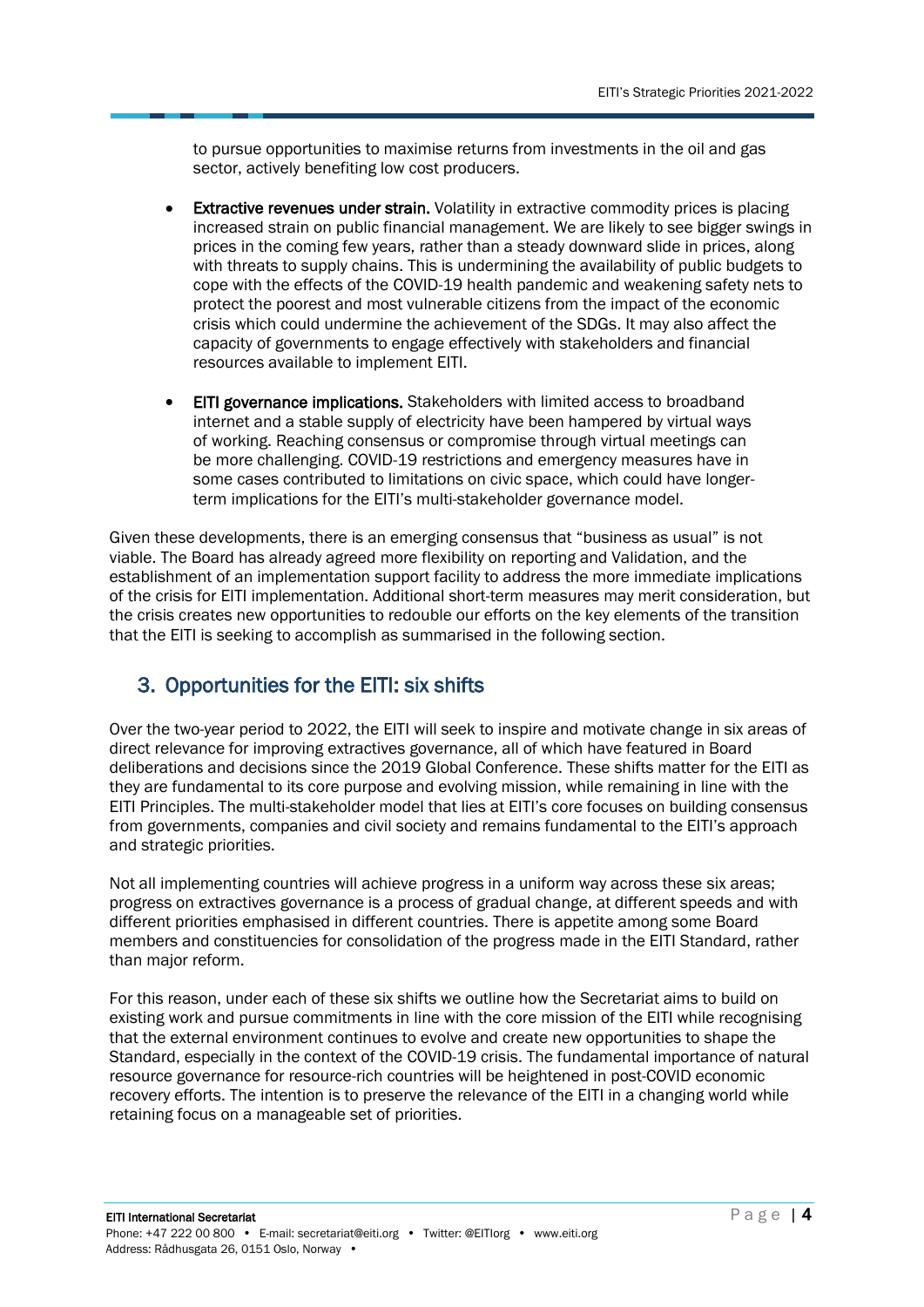to pursue opportunities to maximise returns from investments in the oil and gas sector, actively benefiting low cost producers.

- **Extractive revenues under strain.** Volatility in extractive commodity prices is placing increased strain on public financial management. We are likely to see bigger swings in prices in the coming few years, rather than a steady downward slide in prices, along with threats to supply chains. This is undermining the availability of public budgets to cope with the effects of the COVID-19 health pandemic and weakening safety nets to protect the poorest and most vulnerable citizens from the impact of the economic crisis which could undermine the achievement of the SDGs. It may also affect the capacity of governments to engage effectively with stakeholders and financial resources available to implement EITI.

- **EITI governance implications.** Stakeholders with limited access to broadband internet and a stable supply of electricity have been hampered by virtual ways of working. Reaching consensus or compromise through virtual meetings can be more challenging. COVID-19 restrictions and emergency measures have in some cases contributed to limitations on civic space, which could have longer-term implications for the EITI's multi-stakeholder governance model.

Given these developments, there is an emerging consensus that "business as usual" is not viable. The Board has already agreed more flexibility on reporting and Validation, and the establishment of an implementation support facility to address the more immediate implications of the crisis for EITI implementation. Additional short-term measures may merit consideration, but the crisis creates new opportunities to redouble our efforts on the key elements of the transition that the EITI is seeking to accomplish as summarised in the following section.

## 3. Opportunities for the EITI: six shifts

Over the two-year period to 2022, the EITI will seek to inspire and motivate change in six areas of direct relevance for improving extractives governance, all of which have featured in Board deliberations and decisions since the 2019 Global Conference. These shifts matter for the EITI as they are fundamental to its core purpose and evolving mission, while remaining in line with the EITI Principles. The multi-stakeholder model that lies at EITI's core focuses on building consensus from governments, companies and civil society and remains fundamental to the EITI's approach and strategic priorities.

Not all implementing countries will achieve progress in a uniform way across these six areas; progress on extractives governance is a process of gradual change, at different speeds and with different priorities emphasised in different countries. There is appetite among some Board members and constituencies for consolidation of the progress made in the EITI Standard, rather than major reform.

For this reason, under each of these six shifts we outline how the Secretariat aims to build on existing work and pursue commitments in line with the core mission of the EITI while recognising that the external environment continues to evolve and create new opportunities to shape the Standard, especially in the context of the COVID-19 crisis. The fundamental importance of natural resource governance for resource-rich countries will be heightened in post-COVID economic recovery efforts. The intention is to preserve the relevance of the EITI in a changing world while retaining focus on a manageable set of priorities.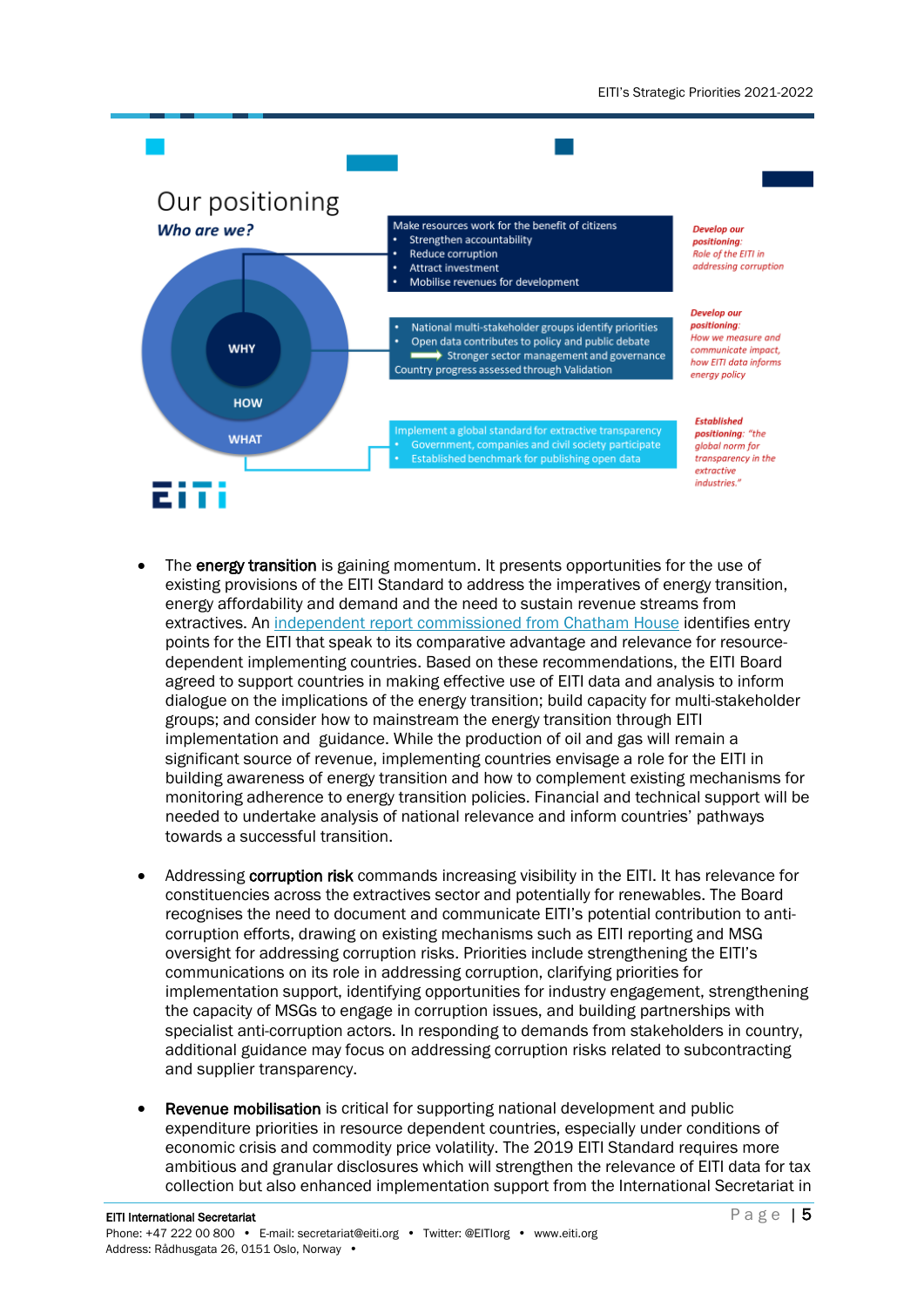## Our positioning

***Who are we?***

WHY

HOW

WHAT

Make resources work for the benefit of citizens
- Strengthen accountability
- Reduce corruption
- Attract investment
- Mobilise revenues for development

*Develop our positioning: Role of the EITI in addressing corruption*

- National multi-stakeholder groups identify priorities
- Open data contributes to policy and public debate
  → Stronger sector management and governance

Country progress assessed through Validation

*Develop our positioning: How we measure and communicate impact, how EITI data informs energy policy*

Implement a global standard for extractive transparency
- Government, companies and civil society participate
- Established benchmark for publishing open data

*Established positioning: "the global norm for transparency in the extractive industries."*

EITI

- The **energy transition** is gaining momentum. It presents opportunities for the use of existing provisions of the EITI Standard to address the imperatives of energy transition, energy affordability and demand and the need to sustain revenue streams from extractives. An independent report commissioned from Chatham House identifies entry points for the EITI that speak to its comparative advantage and relevance for resource-dependent implementing countries. Based on these recommendations, the EITI Board agreed to support countries in making effective use of EITI data and analysis to inform dialogue on the implications of the energy transition; build capacity for multi-stakeholder groups; and consider how to mainstream the energy transition through EITI implementation and guidance. While the production of oil and gas will remain a significant source of revenue, implementing countries envisage a role for the EITI in building awareness of energy transition and how to complement existing mechanisms for monitoring adherence to energy transition policies. Financial and technical support will be needed to undertake analysis of national relevance and inform countries' pathways towards a successful transition.

- Addressing **corruption risk** commands increasing visibility in the EITI. It has relevance for constituencies across the extractives sector and potentially for renewables. The Board recognises the need to document and communicate EITI's potential contribution to anti-corruption efforts, drawing on existing mechanisms such as EITI reporting and MSG oversight for addressing corruption risks. Priorities include strengthening the EITI's communications on its role in addressing corruption, clarifying priorities for implementation support, identifying opportunities for industry engagement, strengthening the capacity of MSGs to engage in corruption issues, and building partnerships with specialist anti-corruption actors. In responding to demands from stakeholders in country, additional guidance may focus on addressing corruption risks related to subcontracting and supplier transparency.

- **Revenue mobilisation** is critical for supporting national development and public expenditure priorities in resource dependent countries, especially under conditions of economic crisis and commodity price volatility. The 2019 EITI Standard requires more ambitious and granular disclosures which will strengthen the relevance of EITI data for tax collection but also enhanced implementation support from the International Secretariat in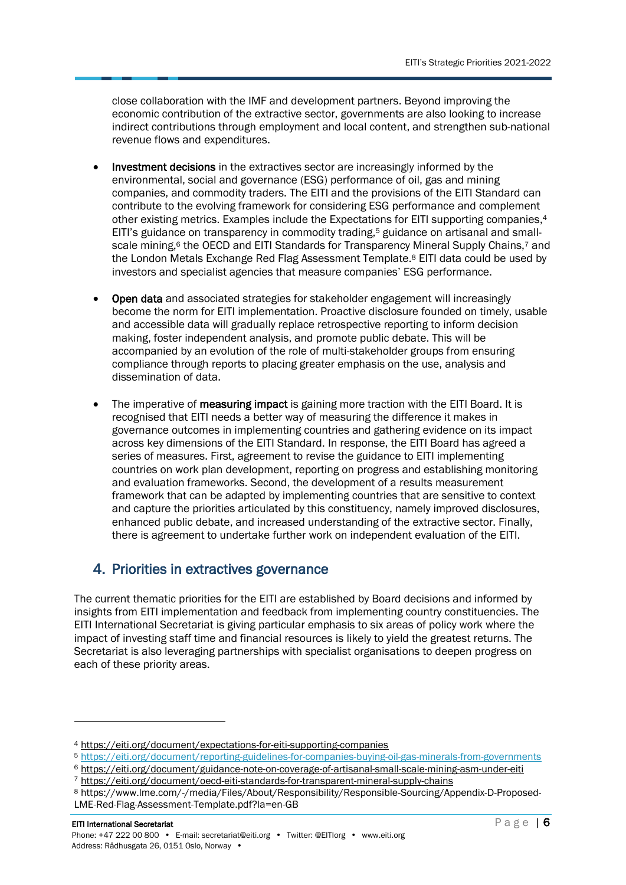close collaboration with the IMF and development partners. Beyond improving the economic contribution of the extractive sector, governments are also looking to increase indirect contributions through employment and local content, and strengthen sub-national revenue flows and expenditures.

- **Investment decisions** in the extractives sector are increasingly informed by the environmental, social and governance (ESG) performance of oil, gas and mining companies, and commodity traders. The EITI and the provisions of the EITI Standard can contribute to the evolving framework for considering ESG performance and complement other existing metrics. Examples include the Expectations for EITI supporting companies,[4] EITI's guidance on transparency in commodity trading,[5] guidance on artisanal and small-scale mining,[6] the OECD and EITI Standards for Transparency Mineral Supply Chains,[7] and the London Metals Exchange Red Flag Assessment Template.[8] EITI data could be used by investors and specialist agencies that measure companies' ESG performance.

- **Open data** and associated strategies for stakeholder engagement will increasingly become the norm for EITI implementation. Proactive disclosure founded on timely, usable and accessible data will gradually replace retrospective reporting to inform decision making, foster independent analysis, and promote public debate. This will be accompanied by an evolution of the role of multi-stakeholder groups from ensuring compliance through reports to placing greater emphasis on the use, analysis and dissemination of data.

- The imperative of **measuring impact** is gaining more traction with the EITI Board. It is recognised that EITI needs a better way of measuring the difference it makes in governance outcomes in implementing countries and gathering evidence on its impact across key dimensions of the EITI Standard. In response, the EITI Board has agreed a series of measures. First, agreement to revise the guidance to EITI implementing countries on work plan development, reporting on progress and establishing monitoring and evaluation frameworks. Second, the development of a results measurement framework that can be adapted by implementing countries that are sensitive to context and capture the priorities articulated by this constituency, namely improved disclosures, enhanced public debate, and increased understanding of the extractive sector. Finally, there is agreement to undertake further work on independent evaluation of the EITI.

## 4. Priorities in extractives governance

The current thematic priorities for the EITI are established by Board decisions and informed by insights from EITI implementation and feedback from implementing country constituencies. The EITI International Secretariat is giving particular emphasis to six areas of policy work where the impact of investing staff time and financial resources is likely to yield the greatest returns. The Secretariat is also leveraging partnerships with specialist organisations to deepen progress on each of these priority areas.

---

[4] https://eiti.org/document/expectations-for-eiti-supporting-companies

[5] https://eiti.org/document/reporting-guidelines-for-companies-buying-oil-gas-minerals-from-governments

[6] https://eiti.org/document/guidance-note-on-coverage-of-artisanal-small-scale-mining-asm-under-eiti

[7] https://eiti.org/document/oecd-eiti-standards-for-transparent-mineral-supply-chains

[8] https://www.lme.com/-/media/Files/About/Responsibility/Responsible-Sourcing/Appendix-D-Proposed-LME-Red-Flag-Assessment-Template.pdf?la=en-GB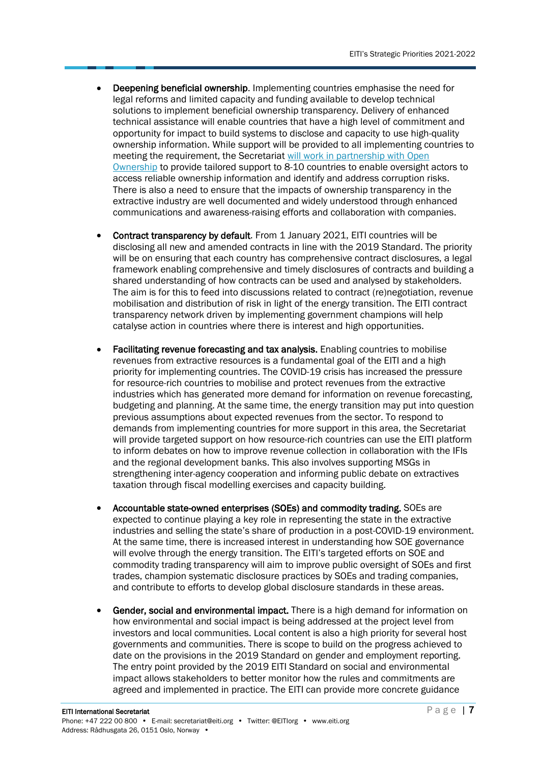- **Deepening beneficial ownership**. Implementing countries emphasise the need for legal reforms and limited capacity and funding available to develop technical solutions to implement beneficial ownership transparency. Delivery of enhanced technical assistance will enable countries that have a high level of commitment and opportunity for impact to build systems to disclose and capacity to use high-quality ownership information. While support will be provided to all implementing countries to meeting the requirement, the Secretariat will work in partnership with Open Ownership to provide tailored support to 8-10 countries to enable oversight actors to access reliable ownership information and identify and address corruption risks. There is also a need to ensure that the impacts of ownership transparency in the extractive industry are well documented and widely understood through enhanced communications and awareness-raising efforts and collaboration with companies.

- **Contract transparency by default**. From 1 January 2021, EITI countries will be disclosing all new and amended contracts in line with the 2019 Standard. The priority will be on ensuring that each country has comprehensive contract disclosures, a legal framework enabling comprehensive and timely disclosures of contracts and building a shared understanding of how contracts can be used and analysed by stakeholders. The aim is for this to feed into discussions related to contract (re)negotiation, revenue mobilisation and distribution of risk in light of the energy transition. The EITI contract transparency network driven by implementing government champions will help catalyse action in countries where there is interest and high opportunities.

- **Facilitating revenue forecasting and tax analysis.** Enabling countries to mobilise revenues from extractive resources is a fundamental goal of the EITI and a high priority for implementing countries. The COVID-19 crisis has increased the pressure for resource-rich countries to mobilise and protect revenues from the extractive industries which has generated more demand for information on revenue forecasting, budgeting and planning. At the same time, the energy transition may put into question previous assumptions about expected revenues from the sector. To respond to demands from implementing countries for more support in this area, the Secretariat will provide targeted support on how resource-rich countries can use the EITI platform to inform debates on how to improve revenue collection in collaboration with the IFIs and the regional development banks. This also involves supporting MSGs in strengthening inter-agency cooperation and informing public debate on extractives taxation through fiscal modelling exercises and capacity building.

- **Accountable state-owned enterprises (SOEs) and commodity trading.** SOEs are expected to continue playing a key role in representing the state in the extractive industries and selling the state's share of production in a post-COVID-19 environment. At the same time, there is increased interest in understanding how SOE governance will evolve through the energy transition. The EITI's targeted efforts on SOE and commodity trading transparency will aim to improve public oversight of SOEs and first trades, champion systematic disclosure practices by SOEs and trading companies, and contribute to efforts to develop global disclosure standards in these areas.

- **Gender, social and environmental impact.** There is a high demand for information on how environmental and social impact is being addressed at the project level from investors and local communities. Local content is also a high priority for several host governments and communities. There is scope to build on the progress achieved to date on the provisions in the 2019 Standard on gender and employment reporting. The entry point provided by the 2019 EITI Standard on social and environmental impact allows stakeholders to better monitor how the rules and commitments are agreed and implemented in practice. The EITI can provide more concrete guidance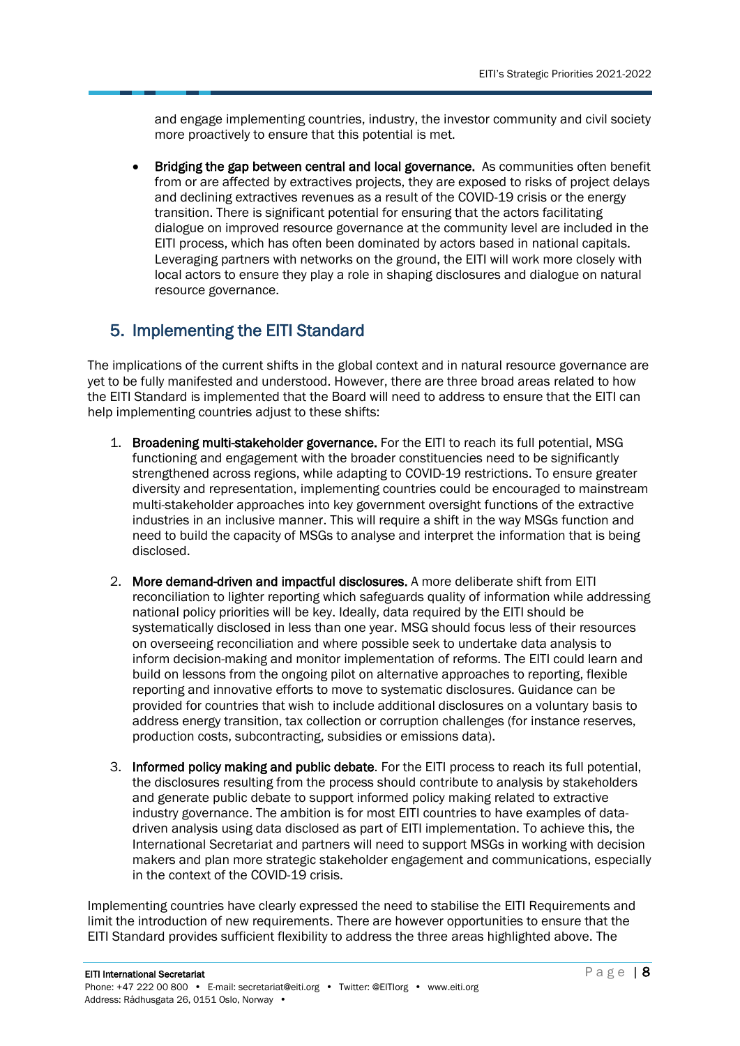and engage implementing countries, industry, the investor community and civil society more proactively to ensure that this potential is met.

- **Bridging the gap between central and local governance.** As communities often benefit from or are affected by extractives projects, they are exposed to risks of project delays and declining extractives revenues as a result of the COVID-19 crisis or the energy transition. There is significant potential for ensuring that the actors facilitating dialogue on improved resource governance at the community level are included in the EITI process, which has often been dominated by actors based in national capitals. Leveraging partners with networks on the ground, the EITI will work more closely with local actors to ensure they play a role in shaping disclosures and dialogue on natural resource governance.

## 5. Implementing the EITI Standard

The implications of the current shifts in the global context and in natural resource governance are yet to be fully manifested and understood. However, there are three broad areas related to how the EITI Standard is implemented that the Board will need to address to ensure that the EITI can help implementing countries adjust to these shifts:

1. **Broadening multi-stakeholder governance.** For the EITI to reach its full potential, MSG functioning and engagement with the broader constituencies need to be significantly strengthened across regions, while adapting to COVID-19 restrictions. To ensure greater diversity and representation, implementing countries could be encouraged to mainstream multi-stakeholder approaches into key government oversight functions of the extractive industries in an inclusive manner. This will require a shift in the way MSGs function and need to build the capacity of MSGs to analyse and interpret the information that is being disclosed.

2. **More demand-driven and impactful disclosures.** A more deliberate shift from EITI reconciliation to lighter reporting which safeguards quality of information while addressing national policy priorities will be key. Ideally, data required by the EITI should be systematically disclosed in less than one year. MSG should focus less of their resources on overseeing reconciliation and where possible seek to undertake data analysis to inform decision-making and monitor implementation of reforms. The EITI could learn and build on lessons from the ongoing pilot on alternative approaches to reporting, flexible reporting and innovative efforts to move to systematic disclosures. Guidance can be provided for countries that wish to include additional disclosures on a voluntary basis to address energy transition, tax collection or corruption challenges (for instance reserves, production costs, subcontracting, subsidies or emissions data).

3. **Informed policy making and public debate**. For the EITI process to reach its full potential, the disclosures resulting from the process should contribute to analysis by stakeholders and generate public debate to support informed policy making related to extractive industry governance. The ambition is for most EITI countries to have examples of data-driven analysis using data disclosed as part of EITI implementation. To achieve this, the International Secretariat and partners will need to support MSGs in working with decision makers and plan more strategic stakeholder engagement and communications, especially in the context of the COVID-19 crisis.

Implementing countries have clearly expressed the need to stabilise the EITI Requirements and limit the introduction of new requirements. There are however opportunities to ensure that the EITI Standard provides sufficient flexibility to address the three areas highlighted above. The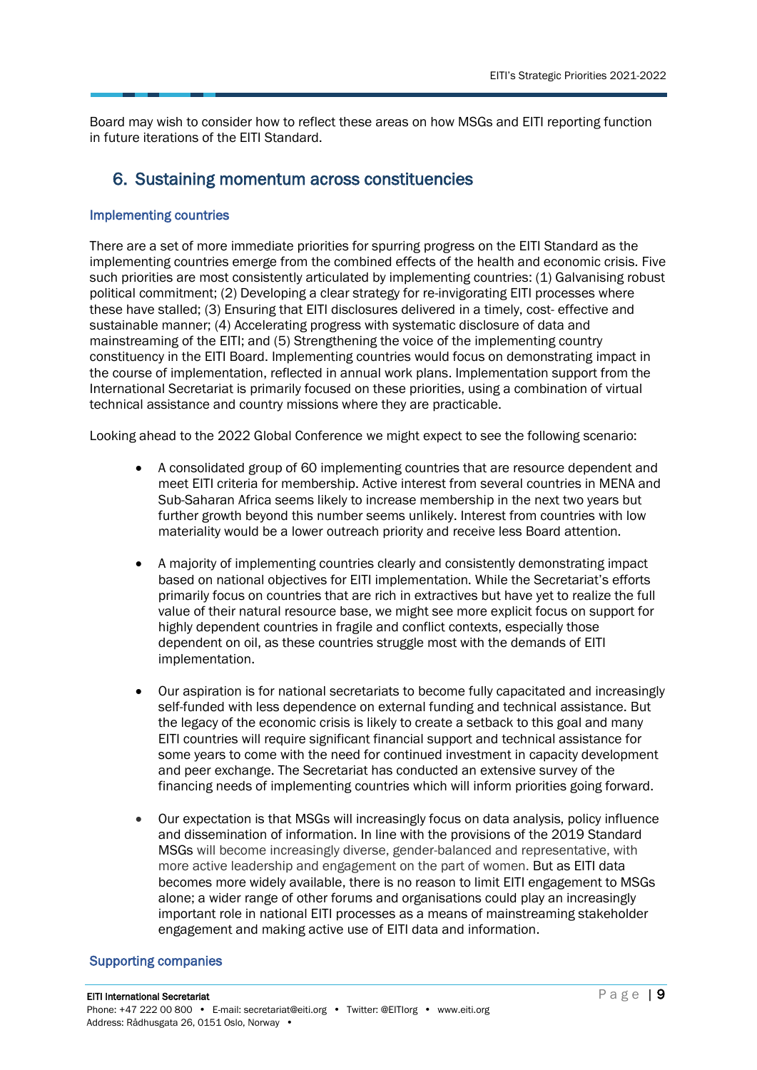Board may wish to consider how to reflect these areas on how MSGs and EITI reporting function in future iterations of the EITI Standard.

## 6. Sustaining momentum across constituencies

### Implementing countries

There are a set of more immediate priorities for spurring progress on the EITI Standard as the implementing countries emerge from the combined effects of the health and economic crisis. Five such priorities are most consistently articulated by implementing countries: (1) Galvanising robust political commitment; (2) Developing a clear strategy for re-invigorating EITI processes where these have stalled; (3) Ensuring that EITI disclosures delivered in a timely, cost- effective and sustainable manner; (4) Accelerating progress with systematic disclosure of data and mainstreaming of the EITI; and (5) Strengthening the voice of the implementing country constituency in the EITI Board. Implementing countries would focus on demonstrating impact in the course of implementation, reflected in annual work plans. Implementation support from the International Secretariat is primarily focused on these priorities, using a combination of virtual technical assistance and country missions where they are practicable.

Looking ahead to the 2022 Global Conference we might expect to see the following scenario:

- A consolidated group of 60 implementing countries that are resource dependent and meet EITI criteria for membership. Active interest from several countries in MENA and Sub-Saharan Africa seems likely to increase membership in the next two years but further growth beyond this number seems unlikely. Interest from countries with low materiality would be a lower outreach priority and receive less Board attention.

- A majority of implementing countries clearly and consistently demonstrating impact based on national objectives for EITI implementation. While the Secretariat's efforts primarily focus on countries that are rich in extractives but have yet to realize the full value of their natural resource base, we might see more explicit focus on support for highly dependent countries in fragile and conflict contexts, especially those dependent on oil, as these countries struggle most with the demands of EITI implementation.

- Our aspiration is for national secretariats to become fully capacitated and increasingly self-funded with less dependence on external funding and technical assistance. But the legacy of the economic crisis is likely to create a setback to this goal and many EITI countries will require significant financial support and technical assistance for some years to come with the need for continued investment in capacity development and peer exchange. The Secretariat has conducted an extensive survey of the financing needs of implementing countries which will inform priorities going forward.

- Our expectation is that MSGs will increasingly focus on data analysis, policy influence and dissemination of information. In line with the provisions of the 2019 Standard MSGs will become increasingly diverse, gender-balanced and representative, with more active leadership and engagement on the part of women. But as EITI data becomes more widely available, there is no reason to limit EITI engagement to MSGs alone; a wider range of other forums and organisations could play an increasingly important role in national EITI processes as a means of mainstreaming stakeholder engagement and making active use of EITI data and information.

### Supporting companies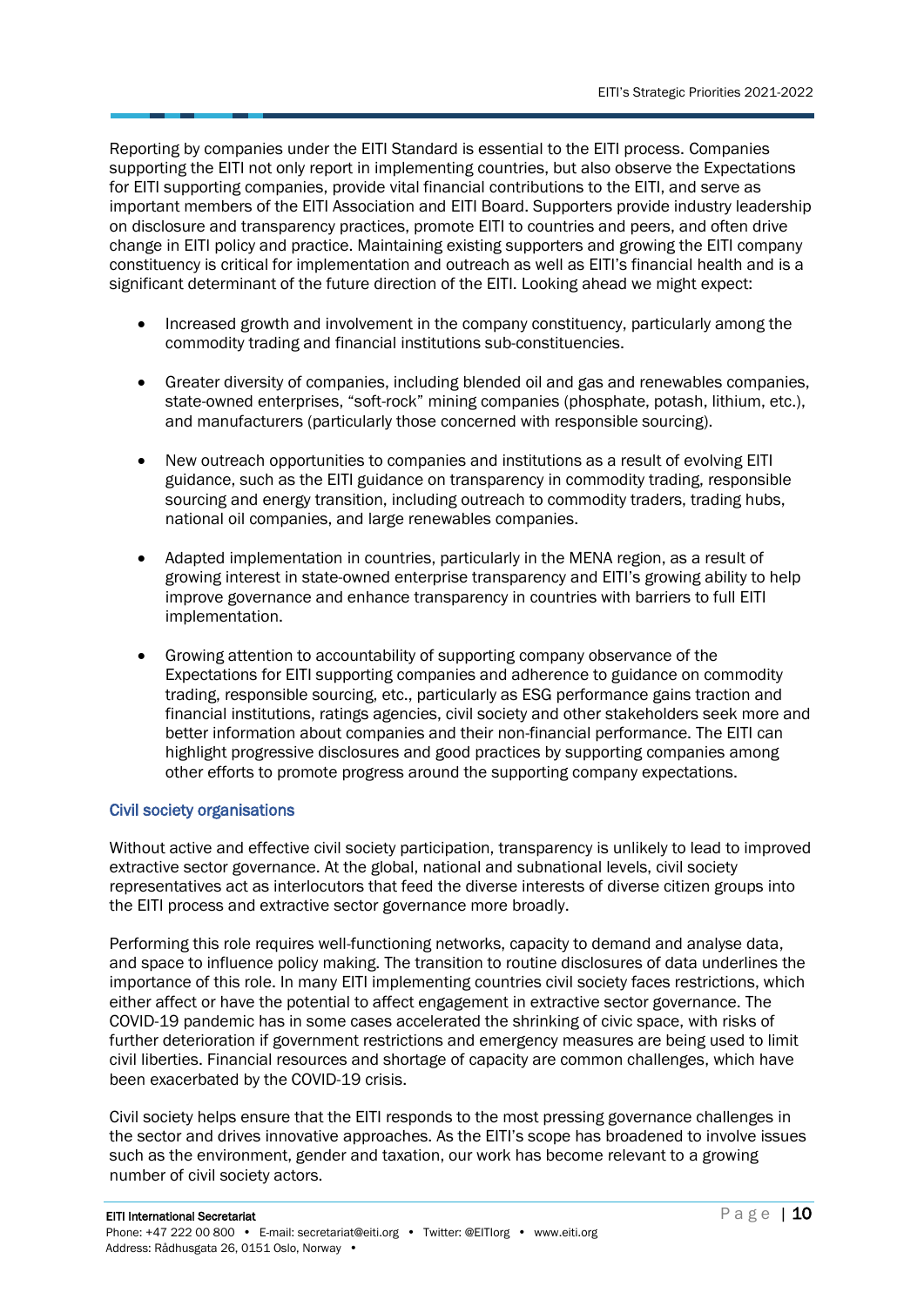Reporting by companies under the EITI Standard is essential to the EITI process. Companies supporting the EITI not only report in implementing countries, but also observe the Expectations for EITI supporting companies, provide vital financial contributions to the EITI, and serve as important members of the EITI Association and EITI Board. Supporters provide industry leadership on disclosure and transparency practices, promote EITI to countries and peers, and often drive change in EITI policy and practice. Maintaining existing supporters and growing the EITI company constituency is critical for implementation and outreach as well as EITI's financial health and is a significant determinant of the future direction of the EITI. Looking ahead we might expect:

- Increased growth and involvement in the company constituency, particularly among the commodity trading and financial institutions sub-constituencies.
- Greater diversity of companies, including blended oil and gas and renewables companies, state-owned enterprises, "soft-rock" mining companies (phosphate, potash, lithium, etc.), and manufacturers (particularly those concerned with responsible sourcing).
- New outreach opportunities to companies and institutions as a result of evolving EITI guidance, such as the EITI guidance on transparency in commodity trading, responsible sourcing and energy transition, including outreach to commodity traders, trading hubs, national oil companies, and large renewables companies.
- Adapted implementation in countries, particularly in the MENA region, as a result of growing interest in state-owned enterprise transparency and EITI's growing ability to help improve governance and enhance transparency in countries with barriers to full EITI implementation.
- Growing attention to accountability of supporting company observance of the Expectations for EITI supporting companies and adherence to guidance on commodity trading, responsible sourcing, etc., particularly as ESG performance gains traction and financial institutions, ratings agencies, civil society and other stakeholders seek more and better information about companies and their non-financial performance. The EITI can highlight progressive disclosures and good practices by supporting companies among other efforts to promote progress around the supporting company expectations.

### Civil society organisations

Without active and effective civil society participation, transparency is unlikely to lead to improved extractive sector governance. At the global, national and subnational levels, civil society representatives act as interlocutors that feed the diverse interests of diverse citizen groups into the EITI process and extractive sector governance more broadly.

Performing this role requires well-functioning networks, capacity to demand and analyse data, and space to influence policy making. The transition to routine disclosures of data underlines the importance of this role. In many EITI implementing countries civil society faces restrictions, which either affect or have the potential to affect engagement in extractive sector governance. The COVID-19 pandemic has in some cases accelerated the shrinking of civic space, with risks of further deterioration if government restrictions and emergency measures are being used to limit civil liberties. Financial resources and shortage of capacity are common challenges, which have been exacerbated by the COVID-19 crisis.

Civil society helps ensure that the EITI responds to the most pressing governance challenges in the sector and drives innovative approaches. As the EITI's scope has broadened to involve issues such as the environment, gender and taxation, our work has become relevant to a growing number of civil society actors.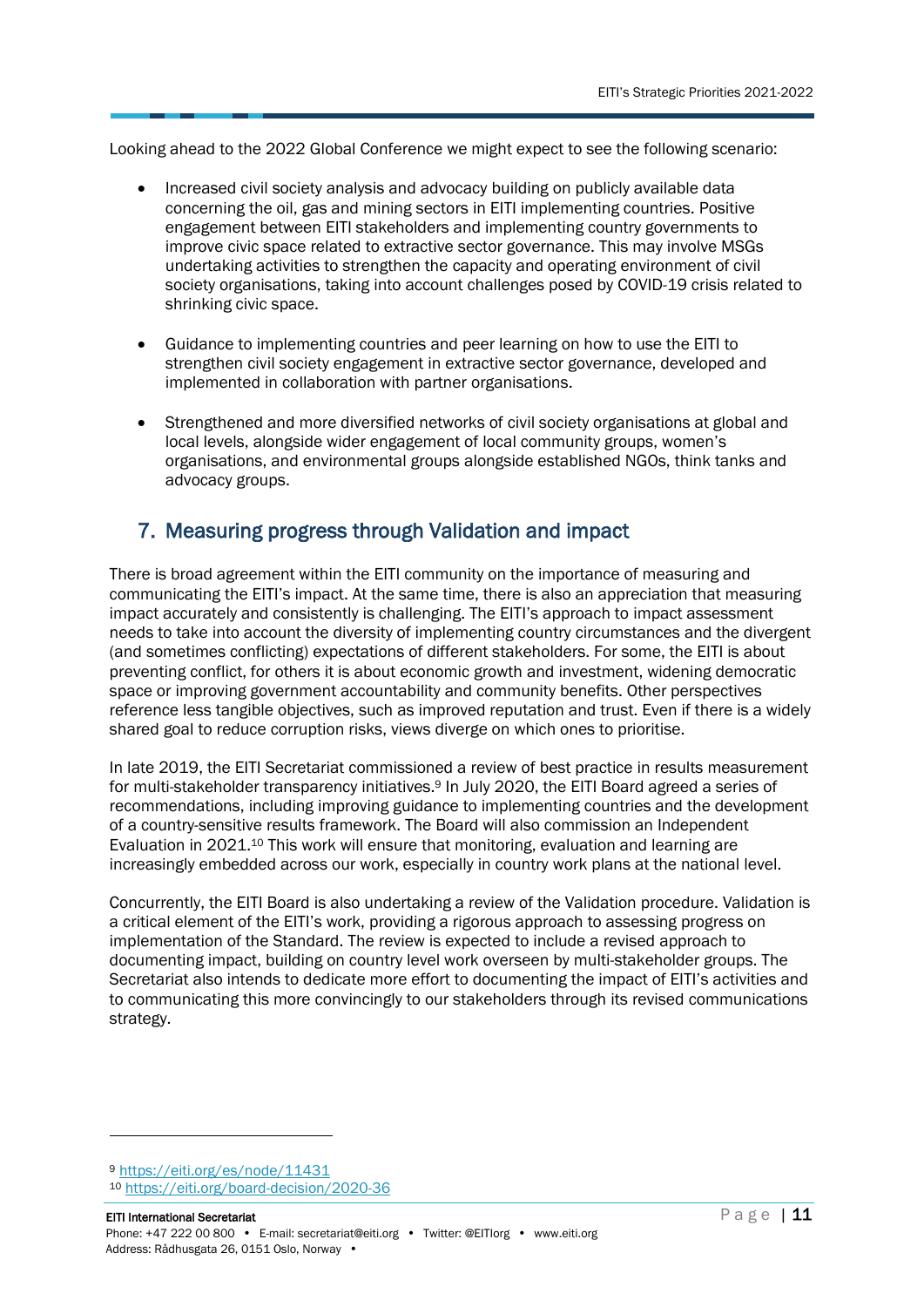Looking ahead to the 2022 Global Conference we might expect to see the following scenario:

- Increased civil society analysis and advocacy building on publicly available data concerning the oil, gas and mining sectors in EITI implementing countries. Positive engagement between EITI stakeholders and implementing country governments to improve civic space related to extractive sector governance. This may involve MSGs undertaking activities to strengthen the capacity and operating environment of civil society organisations, taking into account challenges posed by COVID-19 crisis related to shrinking civic space.

- Guidance to implementing countries and peer learning on how to use the EITI to strengthen civil society engagement in extractive sector governance, developed and implemented in collaboration with partner organisations.

- Strengthened and more diversified networks of civil society organisations at global and local levels, alongside wider engagement of local community groups, women's organisations, and environmental groups alongside established NGOs, think tanks and advocacy groups.

## 7. Measuring progress through Validation and impact

There is broad agreement within the EITI community on the importance of measuring and communicating the EITI's impact. At the same time, there is also an appreciation that measuring impact accurately and consistently is challenging. The EITI's approach to impact assessment needs to take into account the diversity of implementing country circumstances and the divergent (and sometimes conflicting) expectations of different stakeholders. For some, the EITI is about preventing conflict, for others it is about economic growth and investment, widening democratic space or improving government accountability and community benefits. Other perspectives reference less tangible objectives, such as improved reputation and trust. Even if there is a widely shared goal to reduce corruption risks, views diverge on which ones to prioritise.

In late 2019, the EITI Secretariat commissioned a review of best practice in results measurement for multi-stakeholder transparency initiatives.[9] In July 2020, the EITI Board agreed a series of recommendations, including improving guidance to implementing countries and the development of a country-sensitive results framework. The Board will also commission an Independent Evaluation in 2021.[10] This work will ensure that monitoring, evaluation and learning are increasingly embedded across our work, especially in country work plans at the national level.

Concurrently, the EITI Board is also undertaking a review of the Validation procedure. Validation is a critical element of the EITI's work, providing a rigorous approach to assessing progress on implementation of the Standard. The review is expected to include a revised approach to documenting impact, building on country level work overseen by multi-stakeholder groups. The Secretariat also intends to dedicate more effort to documenting the impact of EITI's activities and to communicating this more convincingly to our stakeholders through its revised communications strategy.

---

[9] https://eiti.org/es/node/11431

[10] https://eiti.org/board-decision/2020-36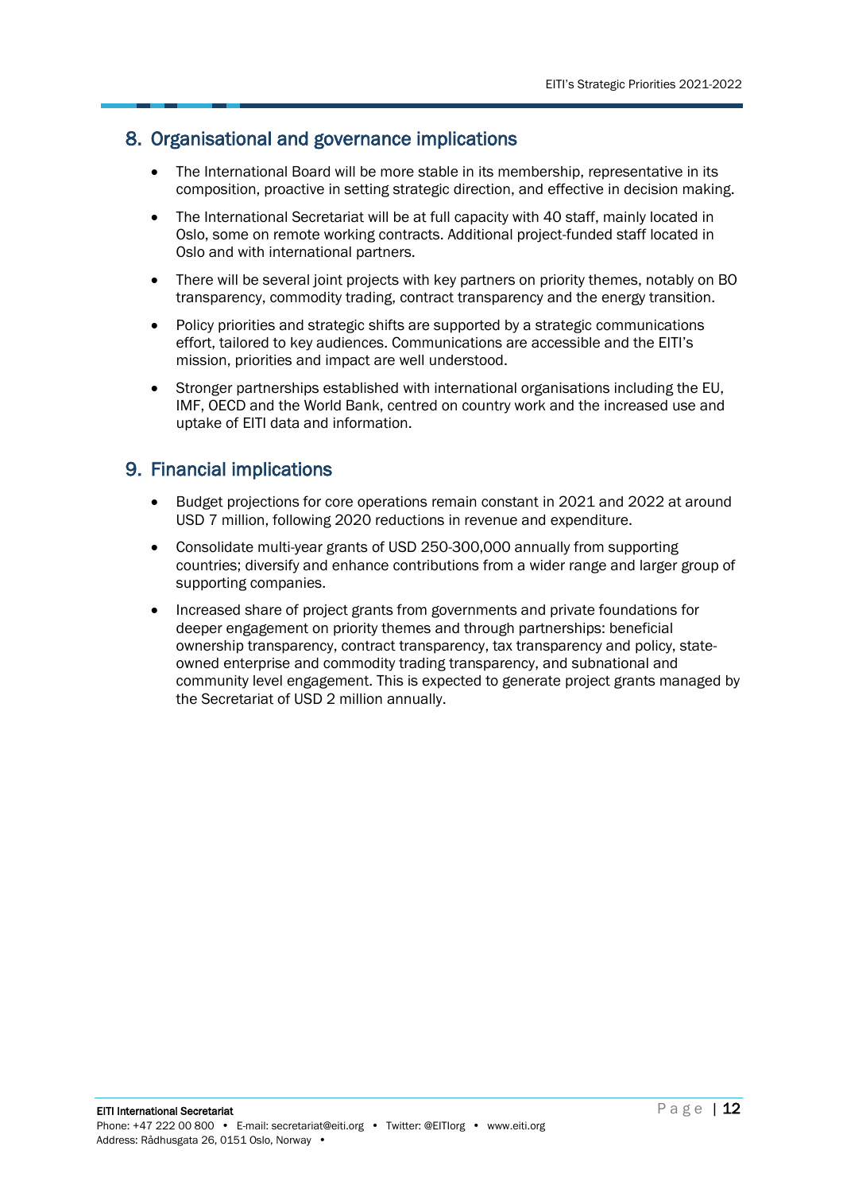## 8. Organisational and governance implications

- The International Board will be more stable in its membership, representative in its composition, proactive in setting strategic direction, and effective in decision making.
- The International Secretariat will be at full capacity with 40 staff, mainly located in Oslo, some on remote working contracts. Additional project-funded staff located in Oslo and with international partners.
- There will be several joint projects with key partners on priority themes, notably on BO transparency, commodity trading, contract transparency and the energy transition.
- Policy priorities and strategic shifts are supported by a strategic communications effort, tailored to key audiences. Communications are accessible and the EITI's mission, priorities and impact are well understood.
- Stronger partnerships established with international organisations including the EU, IMF, OECD and the World Bank, centred on country work and the increased use and uptake of EITI data and information.

## 9. Financial implications

- Budget projections for core operations remain constant in 2021 and 2022 at around USD 7 million, following 2020 reductions in revenue and expenditure.
- Consolidate multi-year grants of USD 250-300,000 annually from supporting countries; diversify and enhance contributions from a wider range and larger group of supporting companies.
- Increased share of project grants from governments and private foundations for deeper engagement on priority themes and through partnerships: beneficial ownership transparency, contract transparency, tax transparency and policy, state-owned enterprise and commodity trading transparency, and subnational and community level engagement. This is expected to generate project grants managed by the Secretariat of USD 2 million annually.